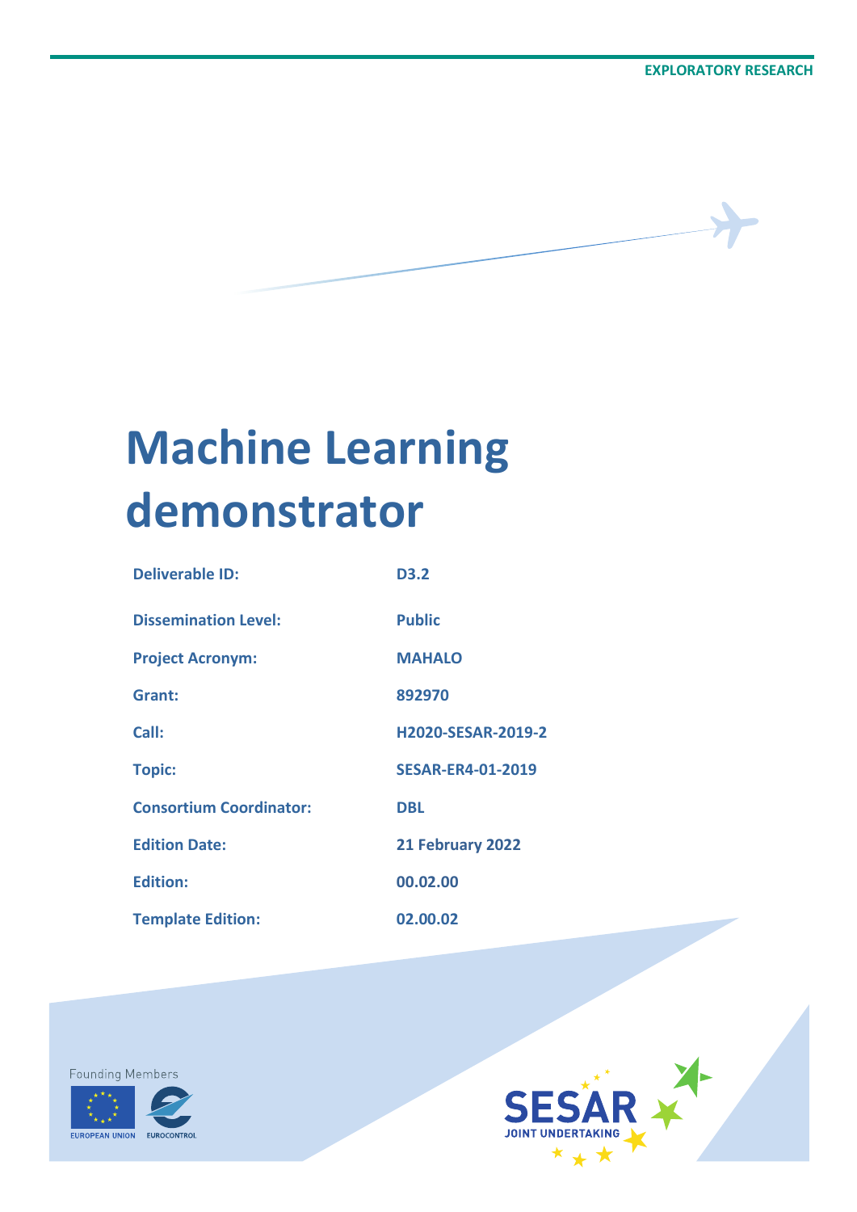EXPLORATORY RESEARCH

# Machine Learning demonstrator

| | |
|---|---|
| **Deliverable ID:** | **D3.2** |
| **Dissemination Level:** | **Public** |
| **Project Acronym:** | **MAHALO** |
| **Grant:** | **892970** |
| **Call:** | **H2020-SESAR-2019-2** |
| **Topic:** | **SESAR-ER4-01-2019** |
| **Consortium Coordinator:** | **DBL** |
| **Edition Date:** | **21 February 2022** |
| **Edition:** | **00.02.00** |
| **Template Edition:** | **02.00.02** |

Founding Members

EUROPEAN UNION EUROCONTROL

SESAR JOINT UNDERTAKING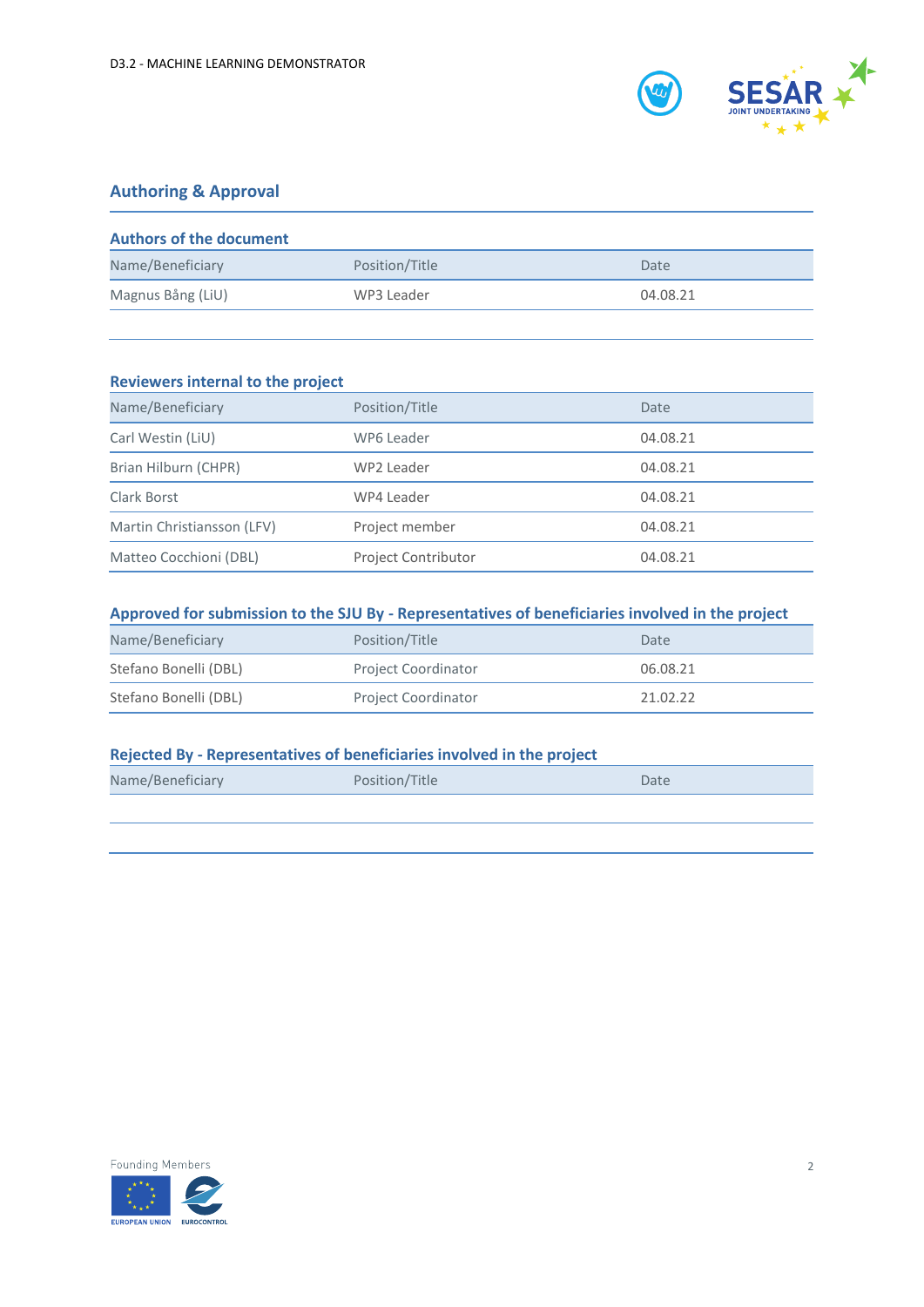## Authoring & Approval

### Authors of the document

| Name/Beneficiary | Position/Title | Date |
|---|---|---|
| Magnus Bång (LiU) | WP3 Leader | 04.08.21 |
| | | |

### Reviewers internal to the project

| Name/Beneficiary | Position/Title | Date |
|---|---|---|
| Carl Westin (LiU) | WP6 Leader | 04.08.21 |
| Brian Hilburn (CHPR) | WP2 Leader | 04.08.21 |
| Clark Borst | WP4 Leader | 04.08.21 |
| Martin Christiansson (LFV) | Project member | 04.08.21 |
| Matteo Cocchioni (DBL) | Project Contributor | 04.08.21 |

### Approved for submission to the SJU By - Representatives of beneficiaries involved in the project

| Name/Beneficiary | Position/Title | Date |
|---|---|---|
| Stefano Bonelli (DBL) | Project Coordinator | 06.08.21 |
| Stefano Bonelli (DBL) | Project Coordinator | 21.02.22 |

### Rejected By - Representatives of beneficiaries involved in the project

| Name/Beneficiary | Position/Title | Date |
|---|---|---|
| | | |
| | | |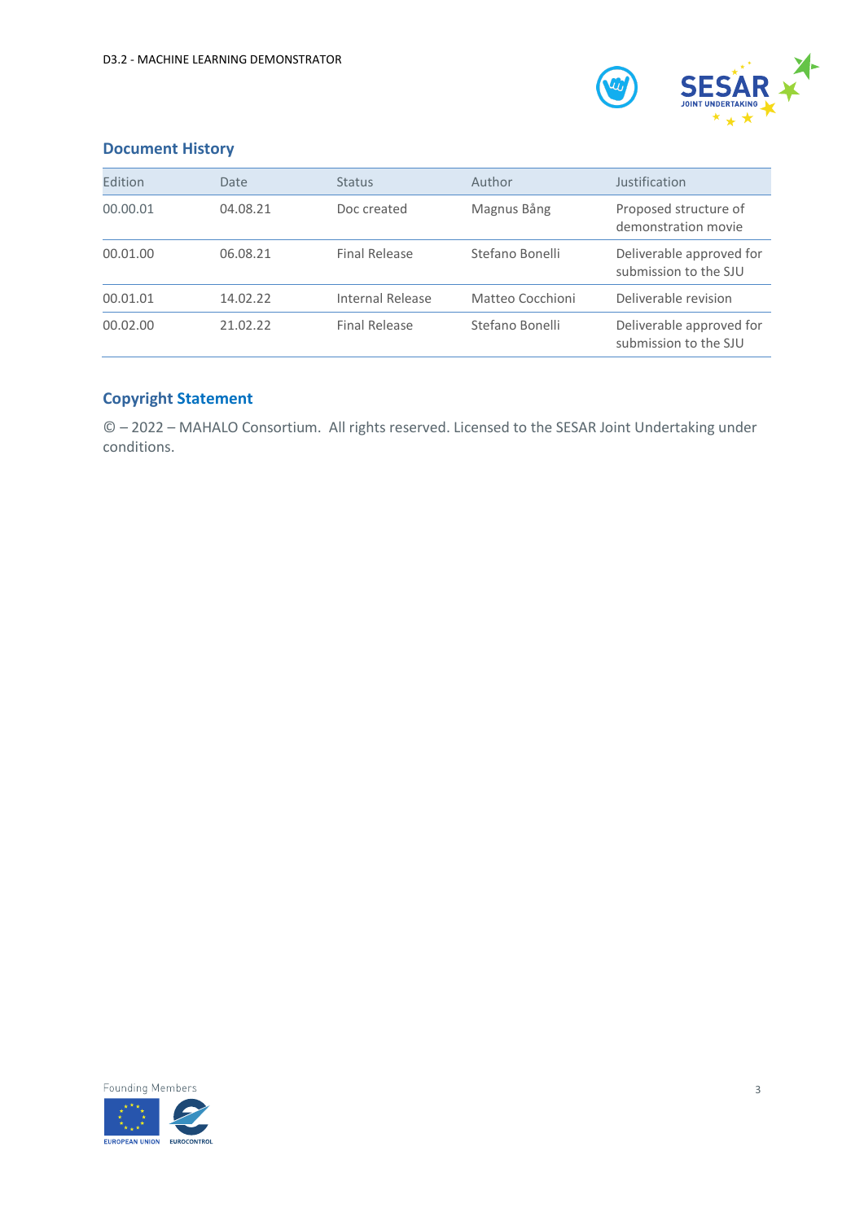## Document History

| Edition | Date | Status | Author | Justification |
| --- | --- | --- | --- | --- |
| 00.00.01 | 04.08.21 | Doc created | Magnus Bång | Proposed structure of demonstration movie |
| 00.01.00 | 06.08.21 | Final Release | Stefano Bonelli | Deliverable approved for submission to the SJU |
| 00.01.01 | 14.02.22 | Internal Release | Matteo Cocchioni | Deliverable revision |
| 00.02.00 | 21.02.22 | Final Release | Stefano Bonelli | Deliverable approved for submission to the SJU |

## Copyright Statement

© – 2022 – MAHALO Consortium. All rights reserved. Licensed to the SESAR Joint Undertaking under conditions.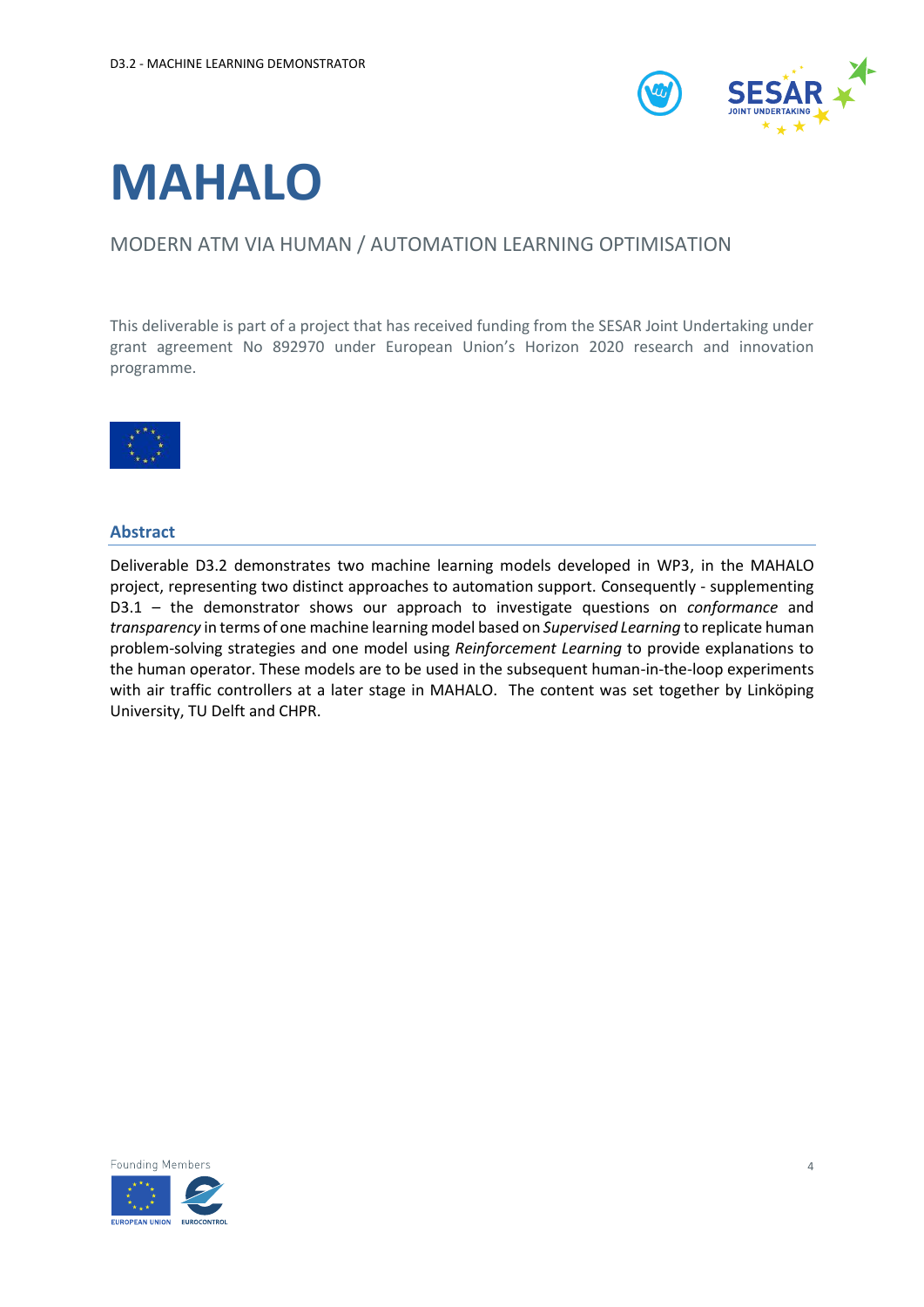# MAHALO

MODERN ATM VIA HUMAN / AUTOMATION LEARNING OPTIMISATION

This deliverable is part of a project that has received funding from the SESAR Joint Undertaking under grant agreement No 892970 under European Union's Horizon 2020 research and innovation programme.

## Abstract

Deliverable D3.2 demonstrates two machine learning models developed in WP3, in the MAHALO project, representing two distinct approaches to automation support. Consequently - supplementing D3.1 – the demonstrator shows our approach to investigate questions on *conformance* and *transparency* in terms of one machine learning model based on *Supervised Learning* to replicate human problem-solving strategies and one model using *Reinforcement Learning* to provide explanations to the human operator. These models are to be used in the subsequent human-in-the-loop experiments with air traffic controllers at a later stage in MAHALO. The content was set together by Linköping University, TU Delft and CHPR.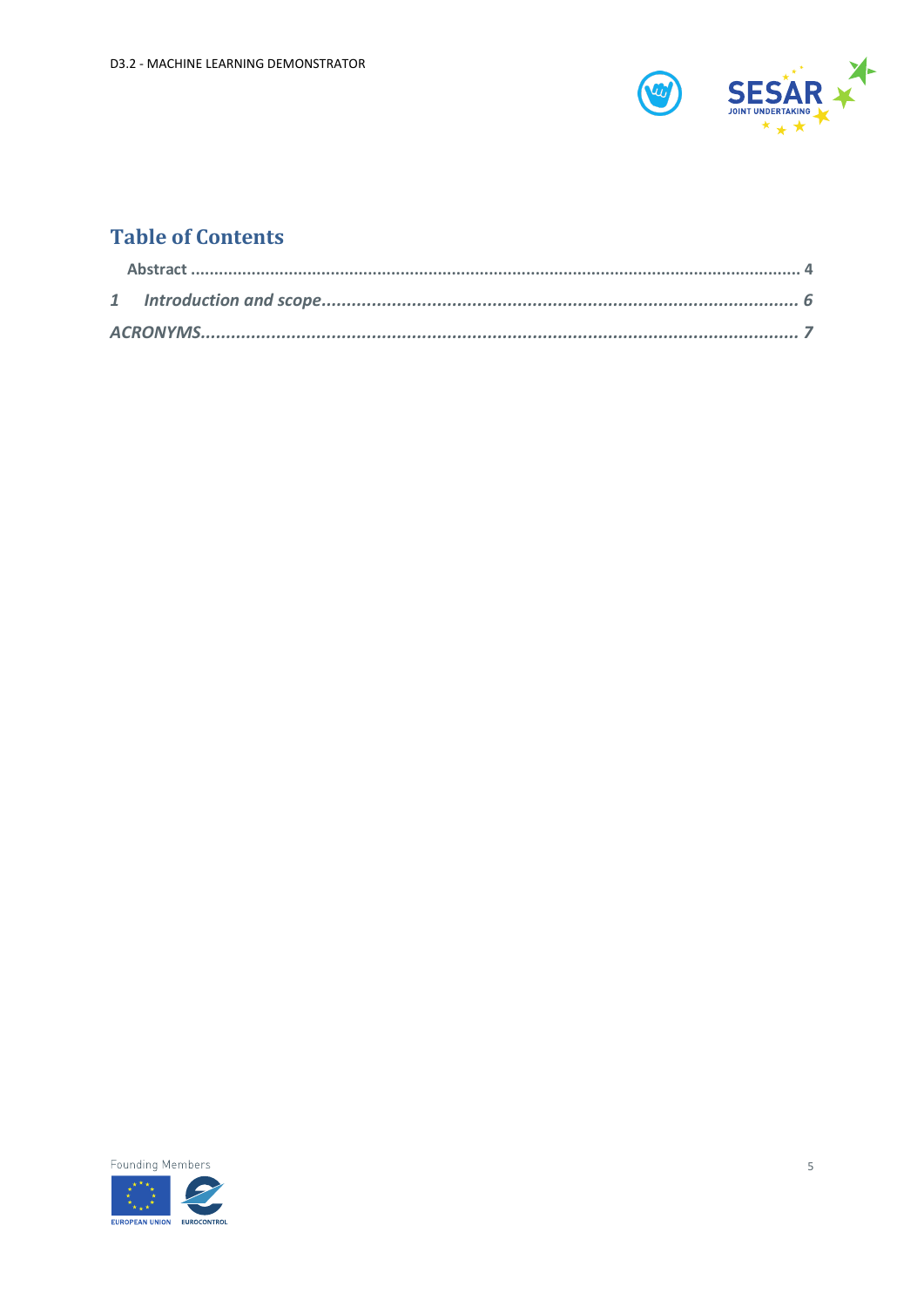## Table of Contents

**Abstract** ........................................................................................................................... **4**

*1 Introduction and scope*............................................................................................. *6*

*ACRONYMS*.................................................................................................................... *7*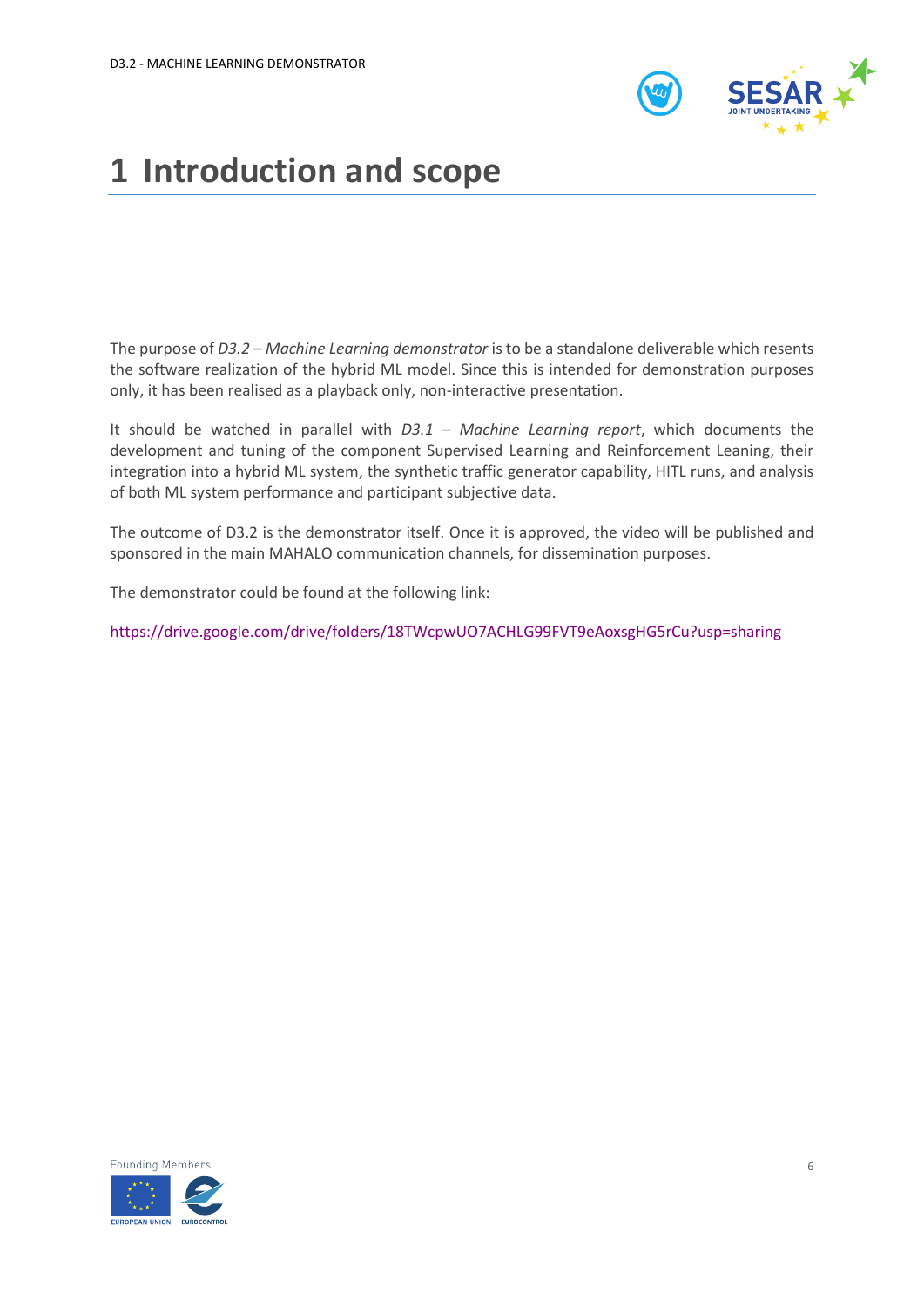# 1 Introduction and scope

The purpose of *D3.2 – Machine Learning demonstrator* is to be a standalone deliverable which resents the software realization of the hybrid ML model. Since this is intended for demonstration purposes only, it has been realised as a playback only, non-interactive presentation.

It should be watched in parallel with *D3.1 – Machine Learning report*, which documents the development and tuning of the component Supervised Learning and Reinforcement Leaning, their integration into a hybrid ML system, the synthetic traffic generator capability, HITL runs, and analysis of both ML system performance and participant subjective data.

The outcome of D3.2 is the demonstrator itself. Once it is approved, the video will be published and sponsored in the main MAHALO communication channels, for dissemination purposes.

The demonstrator could be found at the following link:

https://drive.google.com/drive/folders/18TWcpwUO7ACHLG99FVT9eAoxsgHG5rCu?usp=sharing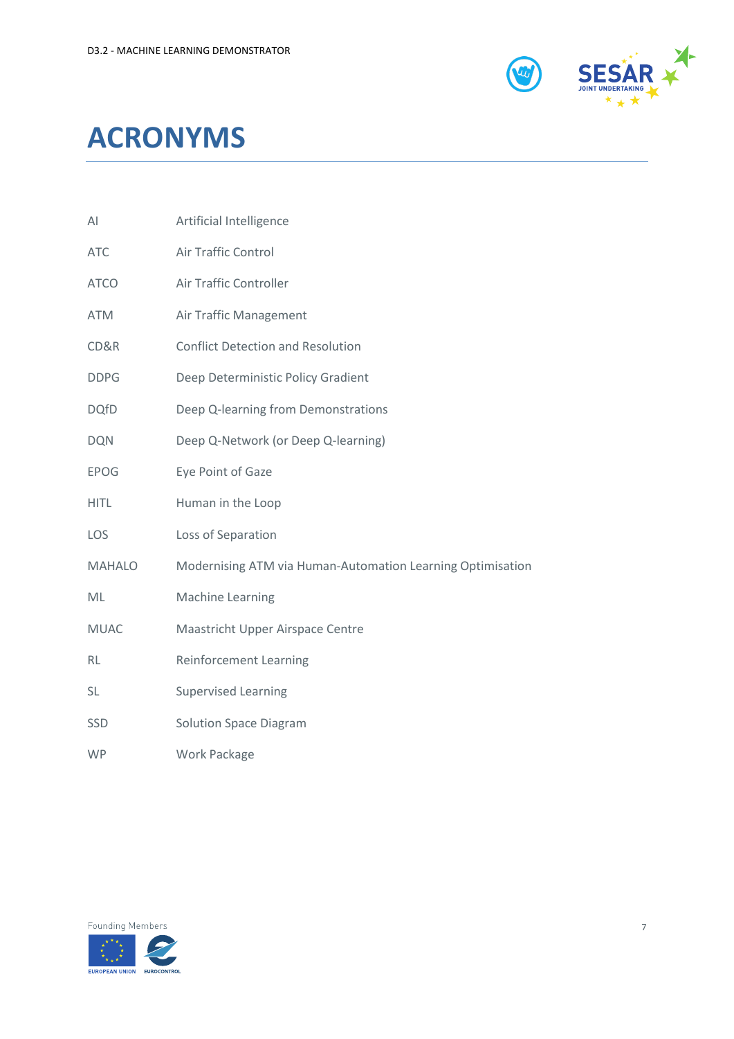# ACRONYMS

| | |
|---|---|
| AI | Artificial Intelligence |
| ATC | Air Traffic Control |
| ATCO | Air Traffic Controller |
| ATM | Air Traffic Management |
| CD&R | Conflict Detection and Resolution |
| DDPG | Deep Deterministic Policy Gradient |
| DQfD | Deep Q-learning from Demonstrations |
| DQN | Deep Q-Network (or Deep Q-learning) |
| EPOG | Eye Point of Gaze |
| HITL | Human in the Loop |
| LOS | Loss of Separation |
| MAHALO | Modernising ATM via Human-Automation Learning Optimisation |
| ML | Machine Learning |
| MUAC | Maastricht Upper Airspace Centre |
| RL | Reinforcement Learning |
| SL | Supervised Learning |
| SSD | Solution Space Diagram |
| WP | Work Package |